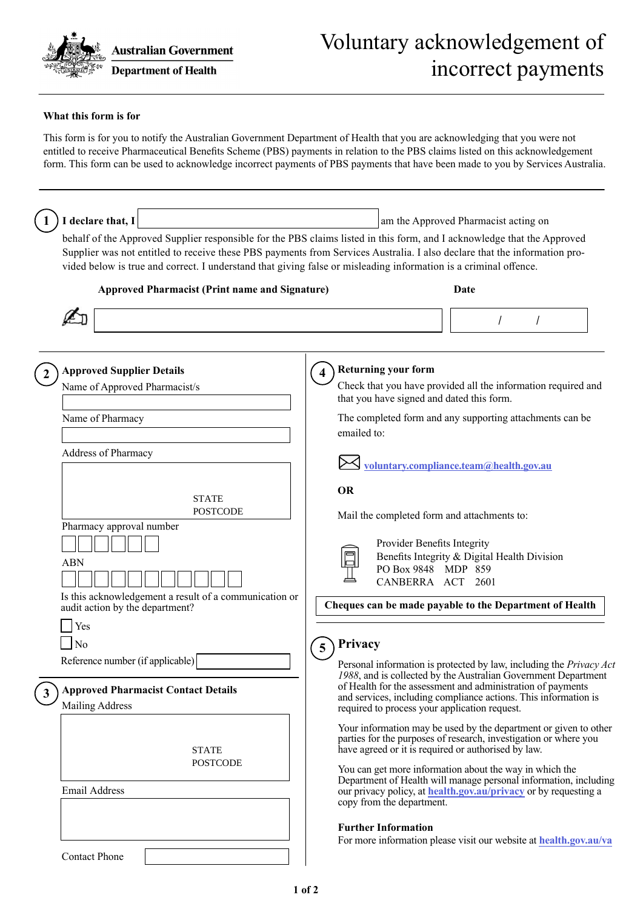Australian Government
Department of Health

# Voluntary acknowledgement of incorrect payments

### What this form is for

This form is for you to notify the Australian Government Department of Health that you are acknowledging that you were not entitled to receive Pharmaceutical Benefits Scheme (PBS) payments in relation to the PBS claims listed on this acknowledgement form. This form can be used to acknowledge incorrect payments of PBS payments that have been made to you by Services Australia.

## 1 I declare that, I

**I declare that, I** \_\_\_\_\_\_\_\_\_\_\_\_\_\_\_\_\_\_\_\_ am the Approved Pharmacist acting on behalf of the Approved Supplier responsible for the PBS claims listed in this form, and I acknowledge that the Approved Supplier was not entitled to receive these PBS payments from Services Australia. I also declare that the information provided below is true and correct. I understand that giving false or misleading information is a criminal offence.

**Approved Pharmacist (Print name and Signature)**

**Date** / /

## 2 Approved Supplier Details

Name of Approved Pharmacist/s

Name of Pharmacy

Address of Pharmacy

STATE
POSTCODE

Pharmacy approval number

ABN

Is this acknowledgement a result of a communication or audit action by the department?

- [ ] Yes
- [ ] No

Reference number (if applicable)

## 3 Approved Pharmacist Contact Details

Mailing Address

STATE
POSTCODE

Email Address

Contact Phone

## 4 Returning your form

Check that you have provided all the information required and that you have signed and dated this form.

The completed form and any supporting attachments can be emailed to:

voluntary.compliance.team@health.gov.au

**OR**

Mail the completed form and attachments to:

Provider Benefits Integrity
Benefits Integrity & Digital Health Division
PO Box 9848 MDP 859
CANBERRA ACT 2601

**Cheques can be made payable to the Department of Health**

## 5 Privacy

Personal information is protected by law, including the *Privacy Act 1988*, and is collected by the Australian Government Department of Health for the assessment and administration of payments and services, including compliance actions. This information is required to process your application request.

Your information may be used by the department or given to other parties for the purposes of research, investigation or where you have agreed or it is required or authorised by law.

You can get more information about the way in which the Department of Health will manage personal information, including our privacy policy, at **health.gov.au/privacy** or by requesting a copy from the department.

**Further Information**

For more information please visit our website at **health.gov.au/va**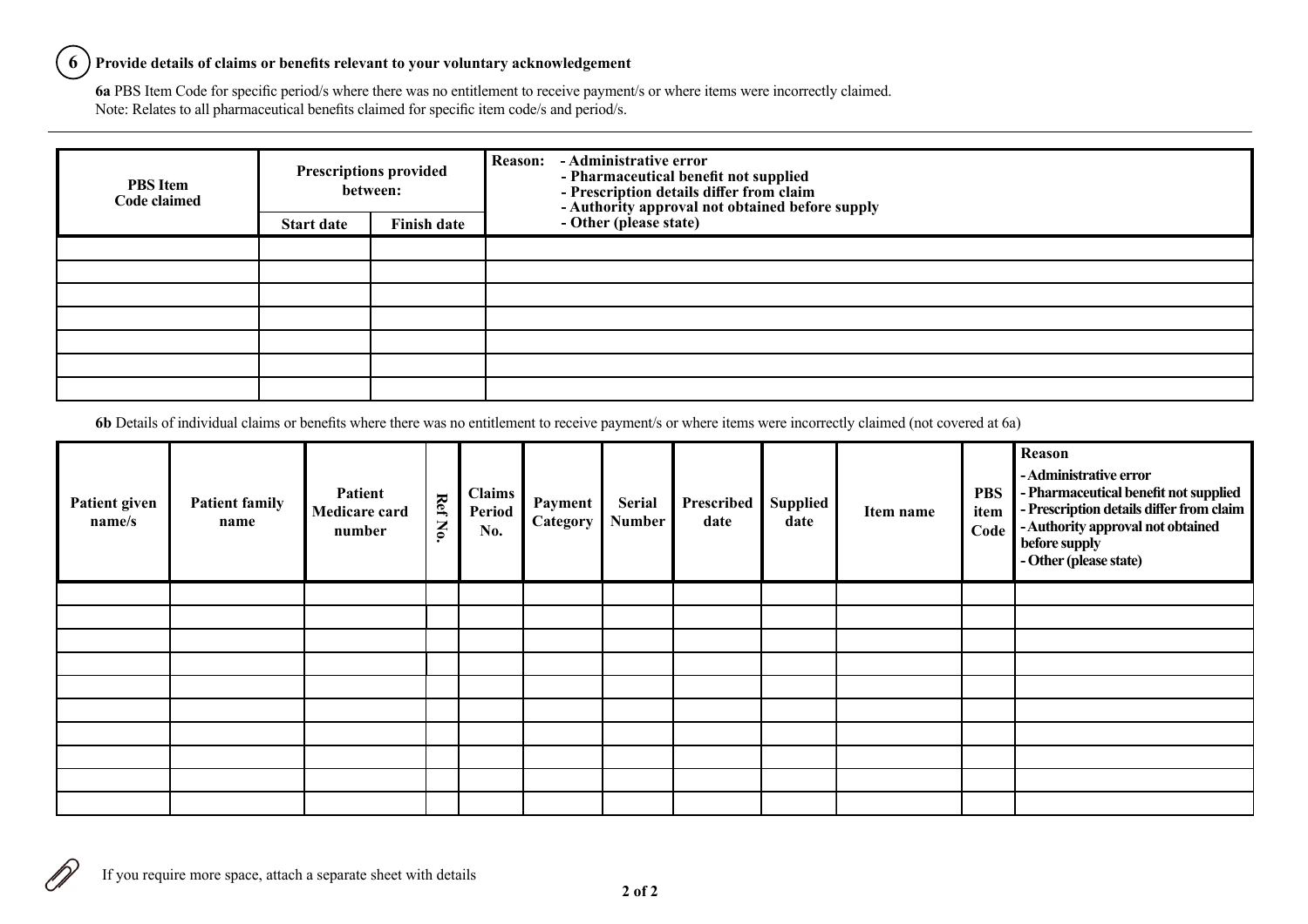## 6 Provide details of claims or benefits relevant to your voluntary acknowledgement

**6a** PBS Item Code for specific period/s where there was no entitlement to receive payment/s or where items were incorrectly claimed.
Note: Relates to all pharmaceutical benefits claimed for specific item code/s and period/s.

| PBS Item Code claimed | Prescriptions provided between: | | Reason: - Administrative error - Pharmaceutical benefit not supplied - Prescription details differ from claim - Authority approval not obtained before supply - Other (please state) |
|---|---|---|---|
| | Start date | Finish date | |
| | | | |
| | | | |
| | | | |
| | | | |
| | | | |
| | | | |
| | | | |

**6b** Details of individual claims or benefits where there was no entitlement to receive payment/s or where items were incorrectly claimed (not covered at 6a)

| Patient given name/s | Patient family name | Patient Medicare card number | Ref No. | Claims Period No. | Payment Category | Serial Number | Prescribed date | Supplied date | Item name | PBS item Code | Reason - Administrative error - Pharmaceutical benefit not supplied - Prescription details differ from claim - Authority approval not obtained before supply - Other (please state) |
|---|---|---|---|---|---|---|---|---|---|---|---|
| | | | | | | | | | | | |
| | | | | | | | | | | | |
| | | | | | | | | | | | |
| | | | | | | | | | | | |
| | | | | | | | | | | | |
| | | | | | | | | | | | |
| | | | | | | | | | | | |
| | | | | | | | | | | | |
| | | | | | | | | | | | |
| | | | | | | | | | | | |

If you require more space, attach a separate sheet with details